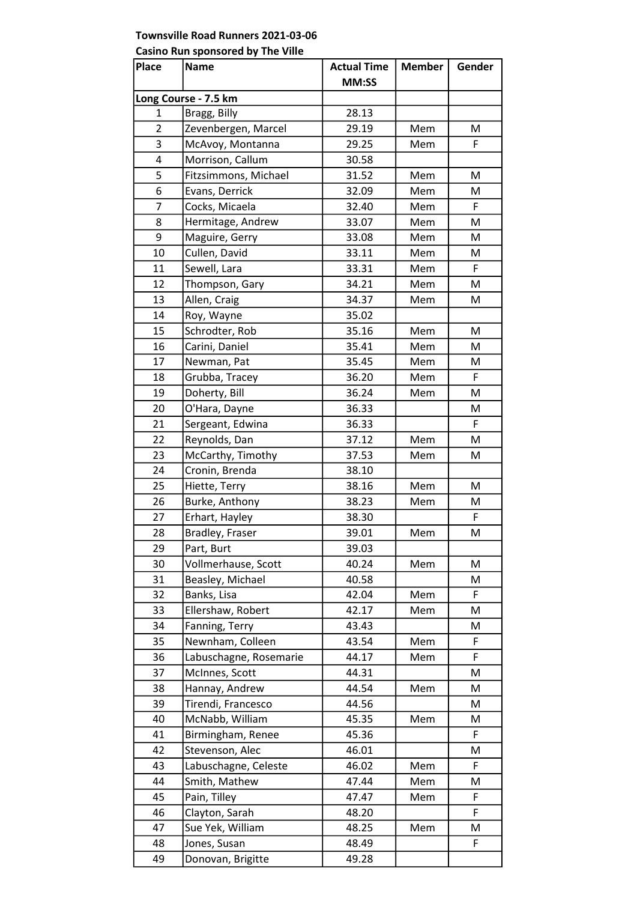**Townsville Road Runners 2021-03-06**

**Casino Run sponsored by The Ville**

| Place | Name | Actual Time MM:SS | Member | Gender |
|---|---|---|---|---|
| **Long Course - 7.5 km** | | | | |
| 1 | Bragg, Billy | 28.13 | | |
| 2 | Zevenbergen, Marcel | 29.19 | Mem | M |
| 3 | McAvoy, Montanna | 29.25 | Mem | F |
| 4 | Morrison, Callum | 30.58 | | |
| 5 | Fitzsimmons, Michael | 31.52 | Mem | M |
| 6 | Evans, Derrick | 32.09 | Mem | M |
| 7 | Cocks, Micaela | 32.40 | Mem | F |
| 8 | Hermitage, Andrew | 33.07 | Mem | M |
| 9 | Maguire, Gerry | 33.08 | Mem | M |
| 10 | Cullen, David | 33.11 | Mem | M |
| 11 | Sewell, Lara | 33.31 | Mem | F |
| 12 | Thompson, Gary | 34.21 | Mem | M |
| 13 | Allen, Craig | 34.37 | Mem | M |
| 14 | Roy, Wayne | 35.02 | | |
| 15 | Schrodter, Rob | 35.16 | Mem | M |
| 16 | Carini, Daniel | 35.41 | Mem | M |
| 17 | Newman, Pat | 35.45 | Mem | M |
| 18 | Grubba, Tracey | 36.20 | Mem | F |
| 19 | Doherty, Bill | 36.24 | Mem | M |
| 20 | O'Hara, Dayne | 36.33 | | M |
| 21 | Sergeant, Edwina | 36.33 | | F |
| 22 | Reynolds, Dan | 37.12 | Mem | M |
| 23 | McCarthy, Timothy | 37.53 | Mem | M |
| 24 | Cronin, Brenda | 38.10 | | |
| 25 | Hiette, Terry | 38.16 | Mem | M |
| 26 | Burke, Anthony | 38.23 | Mem | M |
| 27 | Erhart, Hayley | 38.30 | | F |
| 28 | Bradley, Fraser | 39.01 | Mem | M |
| 29 | Part, Burt | 39.03 | | |
| 30 | Vollmerhause, Scott | 40.24 | Mem | M |
| 31 | Beasley, Michael | 40.58 | | M |
| 32 | Banks, Lisa | 42.04 | Mem | F |
| 33 | Ellershaw, Robert | 42.17 | Mem | M |
| 34 | Fanning, Terry | 43.43 | | M |
| 35 | Newnham, Colleen | 43.54 | Mem | F |
| 36 | Labuschagne, Rosemarie | 44.17 | Mem | F |
| 37 | McInnes, Scott | 44.31 | | M |
| 38 | Hannay, Andrew | 44.54 | Mem | M |
| 39 | Tirendi, Francesco | 44.56 | | M |
| 40 | McNabb, William | 45.35 | Mem | M |
| 41 | Birmingham, Renee | 45.36 | | F |
| 42 | Stevenson, Alec | 46.01 | | M |
| 43 | Labuschagne, Celeste | 46.02 | Mem | F |
| 44 | Smith, Mathew | 47.44 | Mem | M |
| 45 | Pain, Tilley | 47.47 | Mem | F |
| 46 | Clayton, Sarah | 48.20 | | F |
| 47 | Sue Yek, William | 48.25 | Mem | M |
| 48 | Jones, Susan | 48.49 | | F |
| 49 | Donovan, Brigitte | 49.28 | | |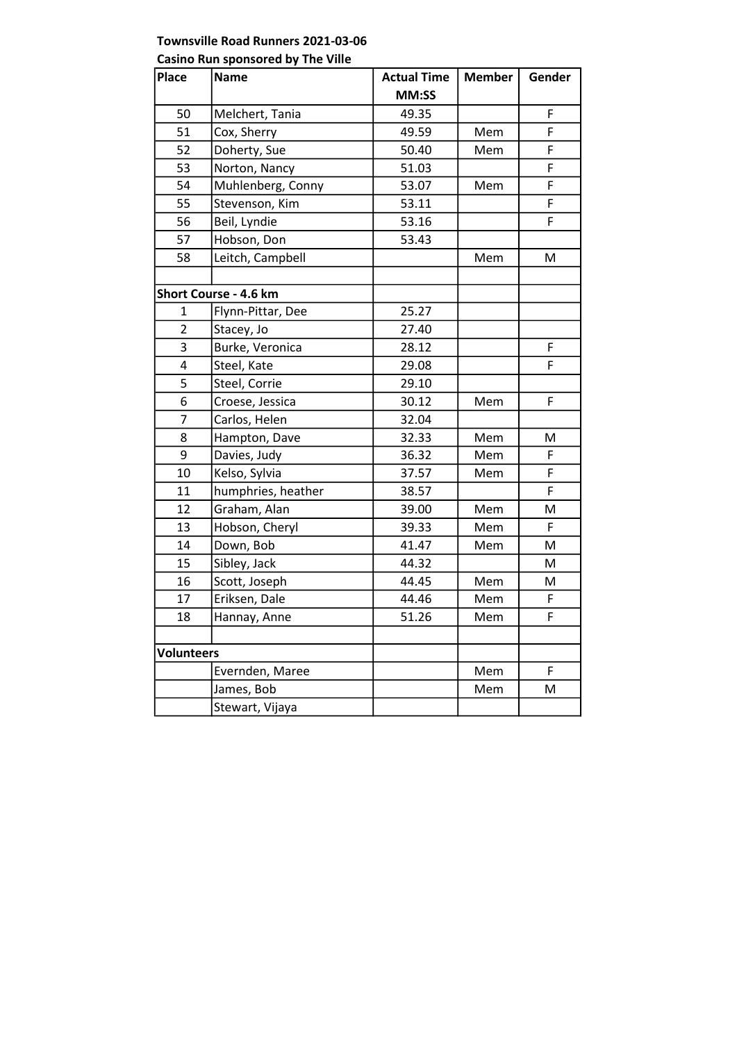**Townsville Road Runners 2021-03-06**

**Casino Run sponsored by The Ville**

| Place | Name | Actual Time MM:SS | Member | Gender |
|---|---|---|---|---|
| 50 | Melchert, Tania | 49.35 | | F |
| 51 | Cox, Sherry | 49.59 | Mem | F |
| 52 | Doherty, Sue | 50.40 | Mem | F |
| 53 | Norton, Nancy | 51.03 | | F |
| 54 | Muhlenberg, Conny | 53.07 | Mem | F |
| 55 | Stevenson, Kim | 53.11 | | F |
| 56 | Beil, Lyndie | 53.16 | | F |
| 57 | Hobson, Don | 53.43 | | |
| 58 | Leitch, Campbell | | Mem | M |
| | | | | |
| **Short Course - 4.6 km** | | | | |
| 1 | Flynn-Pittar, Dee | 25.27 | | |
| 2 | Stacey, Jo | 27.40 | | |
| 3 | Burke, Veronica | 28.12 | | F |
| 4 | Steel, Kate | 29.08 | | F |
| 5 | Steel, Corrie | 29.10 | | |
| 6 | Croese, Jessica | 30.12 | Mem | F |
| 7 | Carlos, Helen | 32.04 | | |
| 8 | Hampton, Dave | 32.33 | Mem | M |
| 9 | Davies, Judy | 36.32 | Mem | F |
| 10 | Kelso, Sylvia | 37.57 | Mem | F |
| 11 | humphries, heather | 38.57 | | F |
| 12 | Graham, Alan | 39.00 | Mem | M |
| 13 | Hobson, Cheryl | 39.33 | Mem | F |
| 14 | Down, Bob | 41.47 | Mem | M |
| 15 | Sibley, Jack | 44.32 | | M |
| 16 | Scott, Joseph | 44.45 | Mem | M |
| 17 | Eriksen, Dale | 44.46 | Mem | F |
| 18 | Hannay, Anne | 51.26 | Mem | F |
| | | | | |
| **Volunteers** | | | | |
| | Evernden, Maree | | Mem | F |
| | James, Bob | | Mem | M |
| | Stewart, Vijaya | | | |